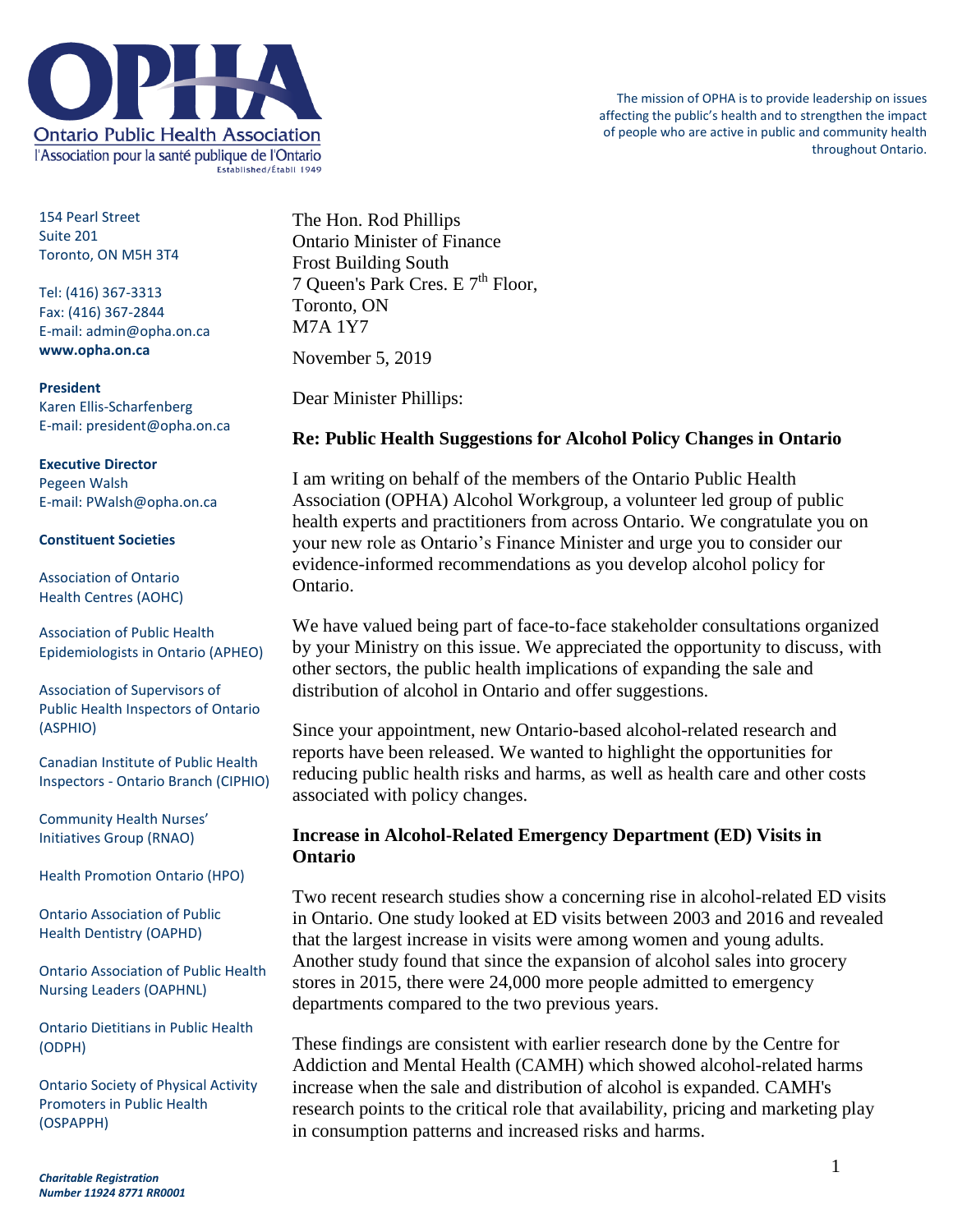**Ontario Public Health Association**
l'Association pour la santé publique de l'Ontario
Established/Établi 1949

The mission of OPHA is to provide leadership on issues affecting the public's health and to strengthen the impact of people who are active in public and community health throughout Ontario.

154 Pearl Street
Suite 201
Toronto, ON M5H 3T4

Tel: (416) 367-3313
Fax: (416) 367-2844
E-mail: admin@opha.on.ca
**www.opha.on.ca**

**President**
Karen Ellis-Scharfenberg
E-mail: president@opha.on.ca

**Executive Director**
Pegeen Walsh
E-mail: PWalsh@opha.on.ca

**Constituent Societies**

Association of Ontario Health Centres (AOHC)

Association of Public Health Epidemiologists in Ontario (APHEO)

Association of Supervisors of Public Health Inspectors of Ontario (ASPHIO)

Canadian Institute of Public Health Inspectors - Ontario Branch (CIPHIO)

Community Health Nurses' Initiatives Group (RNAO)

Health Promotion Ontario (HPO)

Ontario Association of Public Health Dentistry (OAPHD)

Ontario Association of Public Health Nursing Leaders (OAPHNL)

Ontario Dietitians in Public Health (ODPH)

Ontario Society of Physical Activity Promoters in Public Health (OSPAPPH)

*Charitable Registration Number 11924 8771 RR0001*

The Hon. Rod Phillips
Ontario Minister of Finance
Frost Building South
7 Queen's Park Cres. E 7th Floor,
Toronto, ON
M7A 1Y7

November 5, 2019

Dear Minister Phillips:

**Re: Public Health Suggestions for Alcohol Policy Changes in Ontario**

I am writing on behalf of the members of the Ontario Public Health Association (OPHA) Alcohol Workgroup, a volunteer led group of public health experts and practitioners from across Ontario. We congratulate you on your new role as Ontario's Finance Minister and urge you to consider our evidence-informed recommendations as you develop alcohol policy for Ontario.

We have valued being part of face-to-face stakeholder consultations organized by your Ministry on this issue. We appreciated the opportunity to discuss, with other sectors, the public health implications of expanding the sale and distribution of alcohol in Ontario and offer suggestions.

Since your appointment, new Ontario-based alcohol-related research and reports have been released. We wanted to highlight the opportunities for reducing public health risks and harms, as well as health care and other costs associated with policy changes.

**Increase in Alcohol-Related Emergency Department (ED) Visits in Ontario**

Two recent research studies show a concerning rise in alcohol-related ED visits in Ontario. One study looked at ED visits between 2003 and 2016 and revealed that the largest increase in visits were among women and young adults. Another study found that since the expansion of alcohol sales into grocery stores in 2015, there were 24,000 more people admitted to emergency departments compared to the two previous years.

These findings are consistent with earlier research done by the Centre for Addiction and Mental Health (CAMH) which showed alcohol-related harms increase when the sale and distribution of alcohol is expanded. CAMH's research points to the critical role that availability, pricing and marketing play in consumption patterns and increased risks and harms.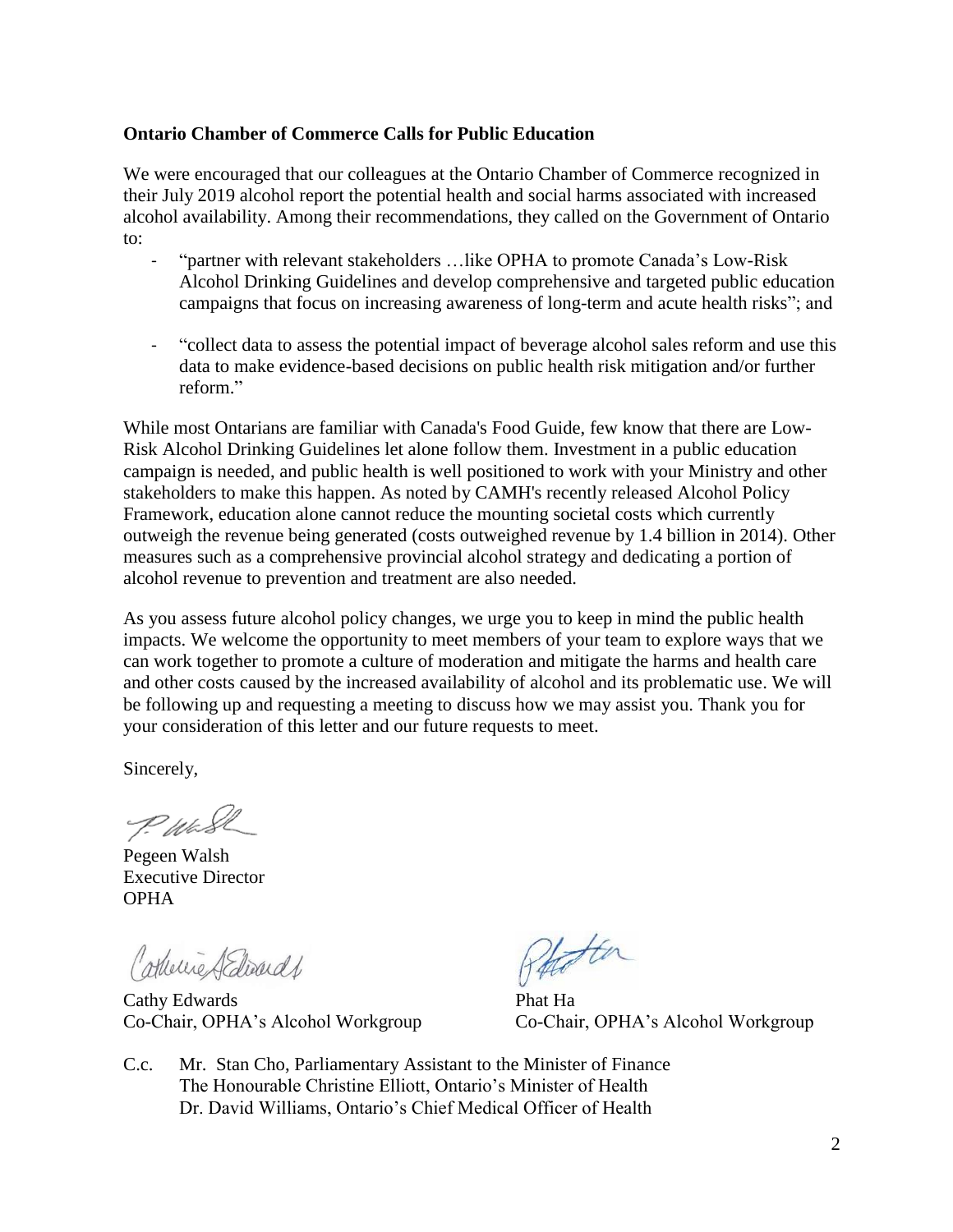**Ontario Chamber of Commerce Calls for Public Education**

We were encouraged that our colleagues at the Ontario Chamber of Commerce recognized in their July 2019 alcohol report the potential health and social harms associated with increased alcohol availability. Among their recommendations, they called on the Government of Ontario to:

- "partner with relevant stakeholders …like OPHA to promote Canada's Low-Risk Alcohol Drinking Guidelines and develop comprehensive and targeted public education campaigns that focus on increasing awareness of long-term and acute health risks"; and
- "collect data to assess the potential impact of beverage alcohol sales reform and use this data to make evidence-based decisions on public health risk mitigation and/or further reform."

While most Ontarians are familiar with Canada's Food Guide, few know that there are Low-Risk Alcohol Drinking Guidelines let alone follow them. Investment in a public education campaign is needed, and public health is well positioned to work with your Ministry and other stakeholders to make this happen. As noted by CAMH's recently released Alcohol Policy Framework, education alone cannot reduce the mounting societal costs which currently outweigh the revenue being generated (costs outweighed revenue by 1.4 billion in 2014). Other measures such as a comprehensive provincial alcohol strategy and dedicating a portion of alcohol revenue to prevention and treatment are also needed.

As you assess future alcohol policy changes, we urge you to keep in mind the public health impacts. We welcome the opportunity to meet members of your team to explore ways that we can work together to promote a culture of moderation and mitigate the harms and health care and other costs caused by the increased availability of alcohol and its problematic use. We will be following up and requesting a meeting to discuss how we may assist you. Thank you for your consideration of this letter and our future requests to meet.

Sincerely,

Pegeen Walsh
Executive Director
OPHA

Cathy Edwards
Co-Chair, OPHA's Alcohol Workgroup

Phat Ha
Co-Chair, OPHA's Alcohol Workgroup

C.c. Mr. Stan Cho, Parliamentary Assistant to the Minister of Finance
The Honourable Christine Elliott, Ontario's Minister of Health
Dr. David Williams, Ontario's Chief Medical Officer of Health